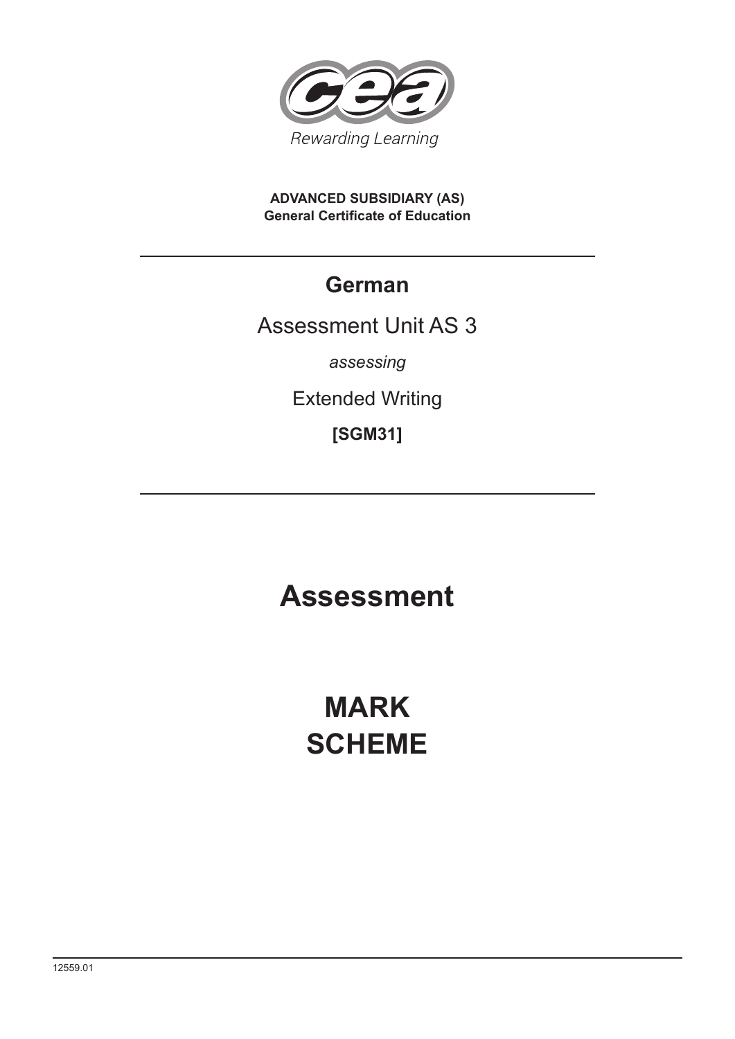Rewarding Learning

**ADVANCED SUBSIDIARY (AS)**
**General Certificate of Education**

---

## German

Assessment Unit AS 3

*assessing*

Extended Writing

**[SGM31]**

---

# Assessment

# MARK SCHEME

12559.01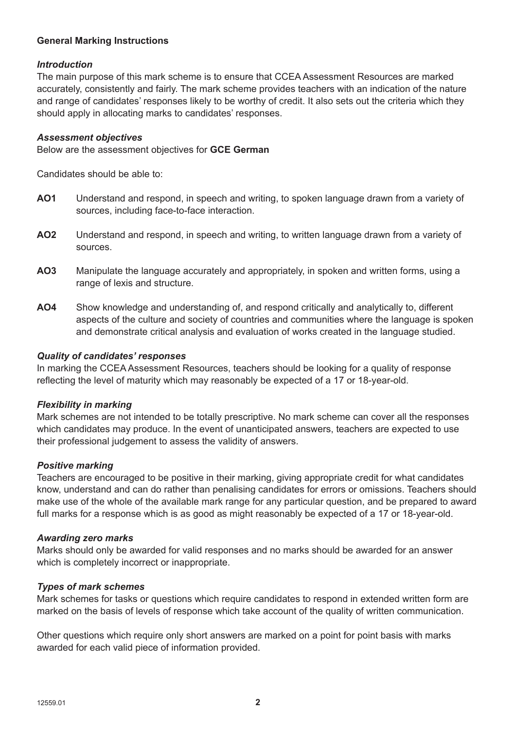**General Marking Instructions**

***Introduction***

The main purpose of this mark scheme is to ensure that CCEA Assessment Resources are marked accurately, consistently and fairly. The mark scheme provides teachers with an indication of the nature and range of candidates' responses likely to be worthy of credit. It also sets out the criteria which they should apply in allocating marks to candidates' responses.

***Assessment objectives***

Below are the assessment objectives for **GCE German**

Candidates should be able to:

- **AO1** Understand and respond, in speech and writing, to spoken language drawn from a variety of sources, including face-to-face interaction.
- **AO2** Understand and respond, in speech and writing, to written language drawn from a variety of sources.
- **AO3** Manipulate the language accurately and appropriately, in spoken and written forms, using a range of lexis and structure.
- **AO4** Show knowledge and understanding of, and respond critically and analytically to, different aspects of the culture and society of countries and communities where the language is spoken and demonstrate critical analysis and evaluation of works created in the language studied.

***Quality of candidates' responses***

In marking the CCEA Assessment Resources, teachers should be looking for a quality of response reflecting the level of maturity which may reasonably be expected of a 17 or 18-year-old.

***Flexibility in marking***

Mark schemes are not intended to be totally prescriptive. No mark scheme can cover all the responses which candidates may produce. In the event of unanticipated answers, teachers are expected to use their professional judgement to assess the validity of answers.

***Positive marking***

Teachers are encouraged to be positive in their marking, giving appropriate credit for what candidates know, understand and can do rather than penalising candidates for errors or omissions. Teachers should make use of the whole of the available mark range for any particular question, and be prepared to award full marks for a response which is as good as might reasonably be expected of a 17 or 18-year-old.

***Awarding zero marks***

Marks should only be awarded for valid responses and no marks should be awarded for an answer which is completely incorrect or inappropriate.

***Types of mark schemes***

Mark schemes for tasks or questions which require candidates to respond in extended written form are marked on the basis of levels of response which take account of the quality of written communication.

Other questions which require only short answers are marked on a point for point basis with marks awarded for each valid piece of information provided.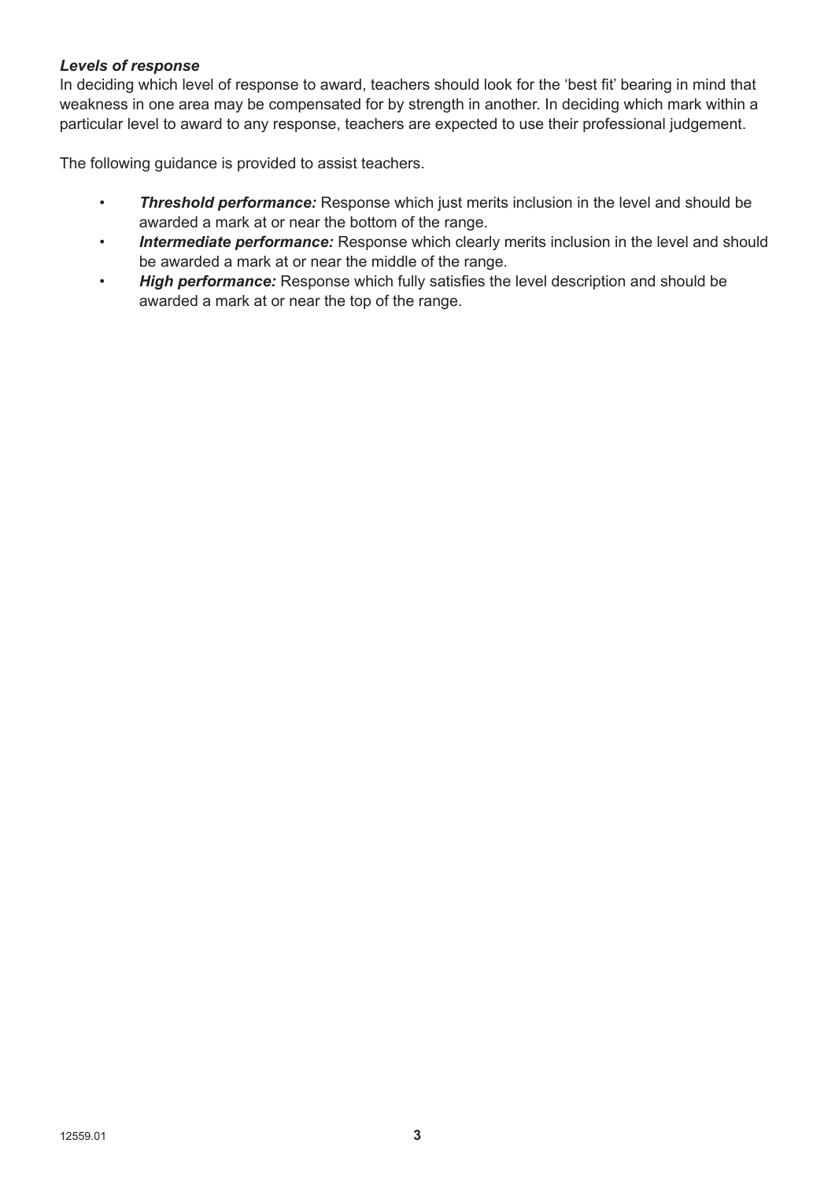***Levels of response***

In deciding which level of response to award, teachers should look for the 'best fit' bearing in mind that weakness in one area may be compensated for by strength in another. In deciding which mark within a particular level to award to any response, teachers are expected to use their professional judgement.

The following guidance is provided to assist teachers.

- ***Threshold performance:*** Response which just merits inclusion in the level and should be awarded a mark at or near the bottom of the range.
- ***Intermediate performance:*** Response which clearly merits inclusion in the level and should be awarded a mark at or near the middle of the range.
- ***High performance:*** Response which fully satisfies the level description and should be awarded a mark at or near the top of the range.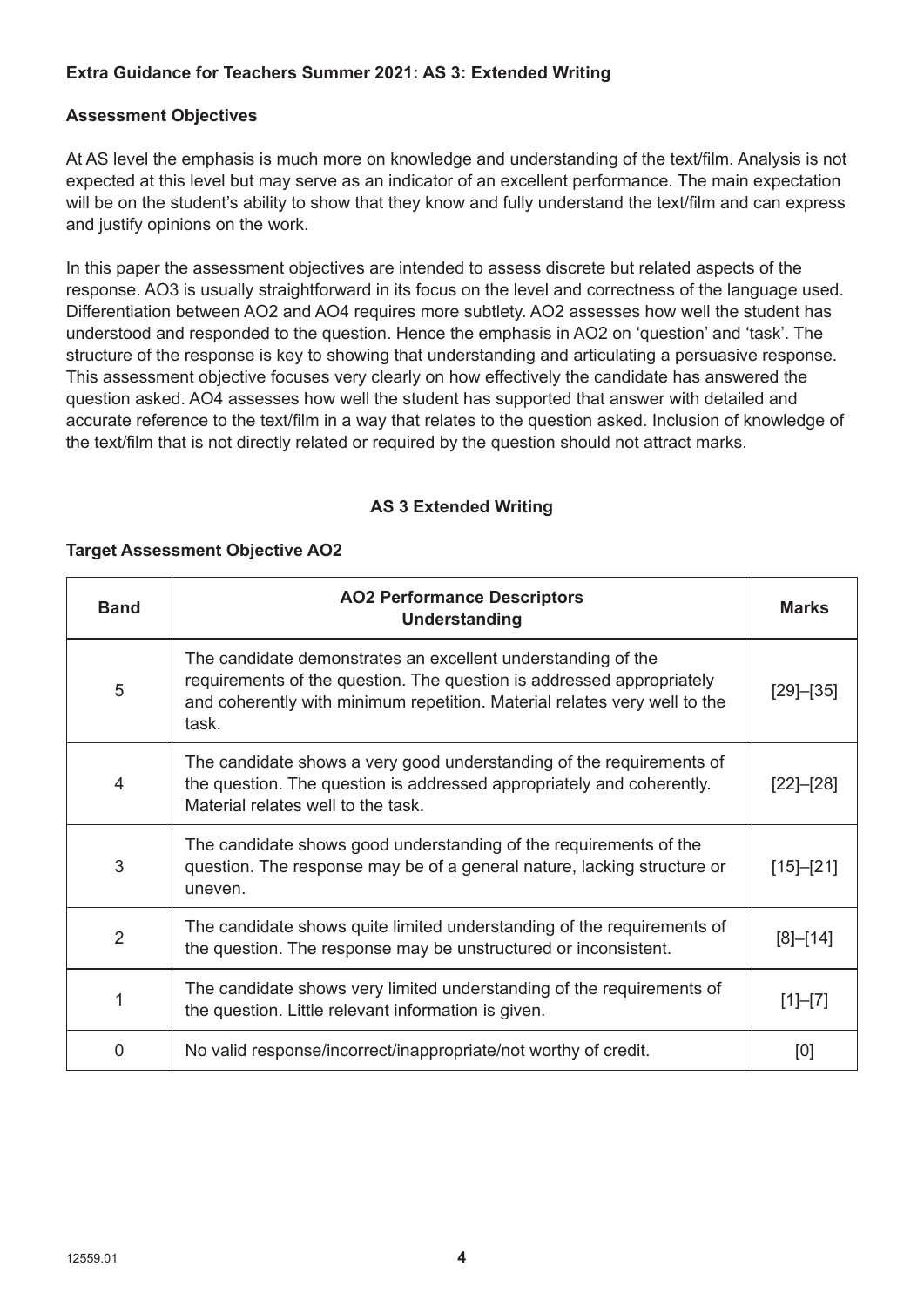**Extra Guidance for Teachers Summer 2021: AS 3: Extended Writing**

**Assessment Objectives**

At AS level the emphasis is much more on knowledge and understanding of the text/film. Analysis is not expected at this level but may serve as an indicator of an excellent performance. The main expectation will be on the student's ability to show that they know and fully understand the text/film and can express and justify opinions on the work.

In this paper the assessment objectives are intended to assess discrete but related aspects of the response. AO3 is usually straightforward in its focus on the level and correctness of the language used. Differentiation between AO2 and AO4 requires more subtlety. AO2 assesses how well the student has understood and responded to the question. Hence the emphasis in AO2 on 'question' and 'task'. The structure of the response is key to showing that understanding and articulating a persuasive response. This assessment objective focuses very clearly on how effectively the candidate has answered the question asked. AO4 assesses how well the student has supported that answer with detailed and accurate reference to the text/film in a way that relates to the question asked. Inclusion of knowledge of the text/film that is not directly related or required by the question should not attract marks.

**AS 3 Extended Writing**

**Target Assessment Objective AO2**

| Band | AO2 Performance Descriptors Understanding | Marks |
|---|---|---|
| 5 | The candidate demonstrates an excellent understanding of the requirements of the question. The question is addressed appropriately and coherently with minimum repetition. Material relates very well to the task. | [29]–[35] |
| 4 | The candidate shows a very good understanding of the requirements of the question. The question is addressed appropriately and coherently. Material relates well to the task. | [22]–[28] |
| 3 | The candidate shows good understanding of the requirements of the question. The response may be of a general nature, lacking structure or uneven. | [15]–[21] |
| 2 | The candidate shows quite limited understanding of the requirements of the question. The response may be unstructured or inconsistent. | [8]–[14] |
| 1 | The candidate shows very limited understanding of the requirements of the question. Little relevant information is given. | [1]–[7] |
| 0 | No valid response/incorrect/inappropriate/not worthy of credit. | [0] |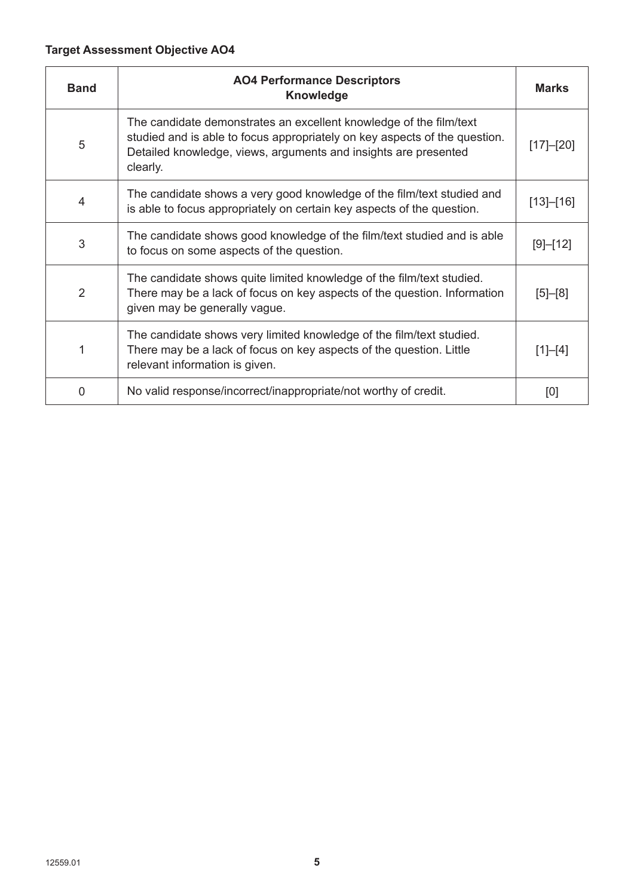**Target Assessment Objective AO4**

| Band | AO4 Performance Descriptors<br>Knowledge | Marks |
|---|---|---|
| 5 | The candidate demonstrates an excellent knowledge of the film/text studied and is able to focus appropriately on key aspects of the question. Detailed knowledge, views, arguments and insights are presented clearly. | [17]–[20] |
| 4 | The candidate shows a very good knowledge of the film/text studied and is able to focus appropriately on certain key aspects of the question. | [13]–[16] |
| 3 | The candidate shows good knowledge of the film/text studied and is able to focus on some aspects of the question. | [9]–[12] |
| 2 | The candidate shows quite limited knowledge of the film/text studied. There may be a lack of focus on key aspects of the question. Information given may be generally vague. | [5]–[8] |
| 1 | The candidate shows very limited knowledge of the film/text studied. There may be a lack of focus on key aspects of the question. Little relevant information is given. | [1]–[4] |
| 0 | No valid response/incorrect/inappropriate/not worthy of credit. | [0] |

12559.01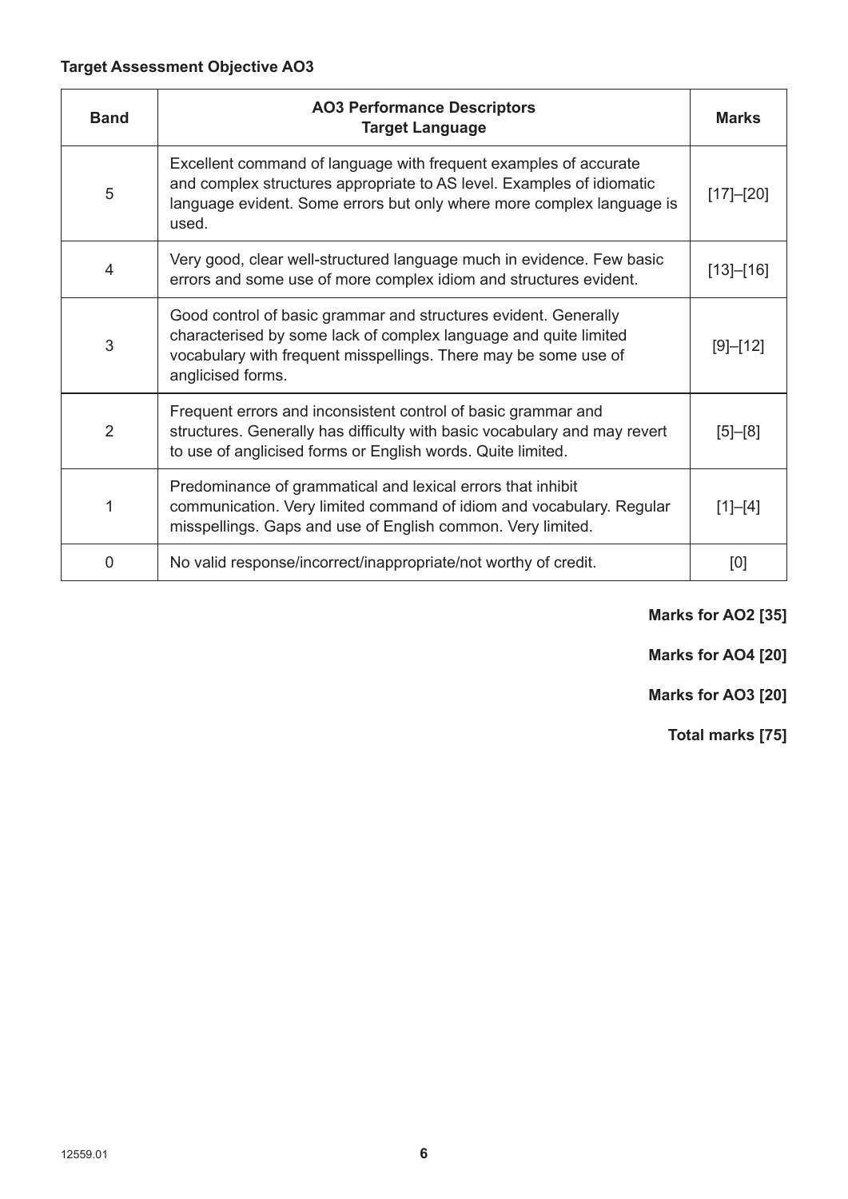**Target Assessment Objective AO3**

| Band | AO3 Performance Descriptors Target Language | Marks |
|---|---|---|
| 5 | Excellent command of language with frequent examples of accurate and complex structures appropriate to AS level. Examples of idiomatic language evident. Some errors but only where more complex language is used. | [17]–[20] |
| 4 | Very good, clear well-structured language much in evidence. Few basic errors and some use of more complex idiom and structures evident. | [13]–[16] |
| 3 | Good control of basic grammar and structures evident. Generally characterised by some lack of complex language and quite limited vocabulary with frequent misspellings. There may be some use of anglicised forms. | [9]–[12] |
| 2 | Frequent errors and inconsistent control of basic grammar and structures. Generally has difficulty with basic vocabulary and may revert to use of anglicised forms or English words. Quite limited. | [5]–[8] |
| 1 | Predominance of grammatical and lexical errors that inhibit communication. Very limited command of idiom and vocabulary. Regular misspellings. Gaps and use of English common. Very limited. | [1]–[4] |
| 0 | No valid response/incorrect/inappropriate/not worthy of credit. | [0] |

**Marks for AO2 [35]**

**Marks for AO4 [20]**

**Marks for AO3 [20]**

**Total marks [75]**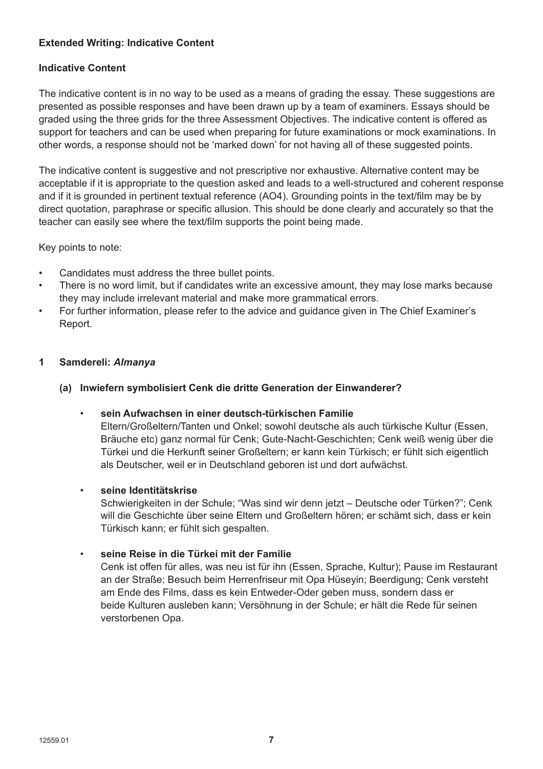**Extended Writing: Indicative Content**

**Indicative Content**

The indicative content is in no way to be used as a means of grading the essay. These suggestions are presented as possible responses and have been drawn up by a team of examiners. Essays should be graded using the three grids for the three Assessment Objectives. The indicative content is offered as support for teachers and can be used when preparing for future examinations or mock examinations. In other words, a response should not be 'marked down' for not having all of these suggested points.

The indicative content is suggestive and not prescriptive nor exhaustive. Alternative content may be acceptable if it is appropriate to the question asked and leads to a well-structured and coherent response and if it is grounded in pertinent textual reference (AO4). Grounding points in the text/film may be by direct quotation, paraphrase or specific allusion. This should be done clearly and accurately so that the teacher can easily see where the text/film supports the point being made.

Key points to note:

- Candidates must address the three bullet points.
- There is no word limit, but if candidates write an excessive amount, they may lose marks because they may include irrelevant material and make more grammatical errors.
- For further information, please refer to the advice and guidance given in The Chief Examiner's Report.

**1 Samdereli: *Almanya***

**(a) Inwiefern symbolisiert Cenk die dritte Generation der Einwanderer?**

- **sein Aufwachsen in einer deutsch-türkischen Familie**
  Eltern/Großeltern/Tanten und Onkel; sowohl deutsche als auch türkische Kultur (Essen, Bräuche etc) ganz normal für Cenk; Gute-Nacht-Geschichten; Cenk weiß wenig über die Türkei und die Herkunft seiner Großeltern; er kann kein Türkisch; er fühlt sich eigentlich als Deutscher, weil er in Deutschland geboren ist und dort aufwächst.

- **seine Identitätskrise**
  Schwierigkeiten in der Schule; "Was sind wir denn jetzt – Deutsche oder Türken?"; Cenk will die Geschichte über seine Eltern und Großeltern hören; er schämt sich, dass er kein Türkisch kann; er fühlt sich gespalten.

- **seine Reise in die Türkei mit der Familie**
  Cenk ist offen für alles, was neu ist für ihn (Essen, Sprache, Kultur); Pause im Restaurant an der Straße; Besuch beim Herrenfriseur mit Opa Hüseyin; Beerdigung; Cenk versteht am Ende des Films, dass es kein Entweder-Oder geben muss, sondern dass er beide Kulturen ausleben kann; Versöhnung in der Schule; er hält die Rede für seinen verstorbenen Opa.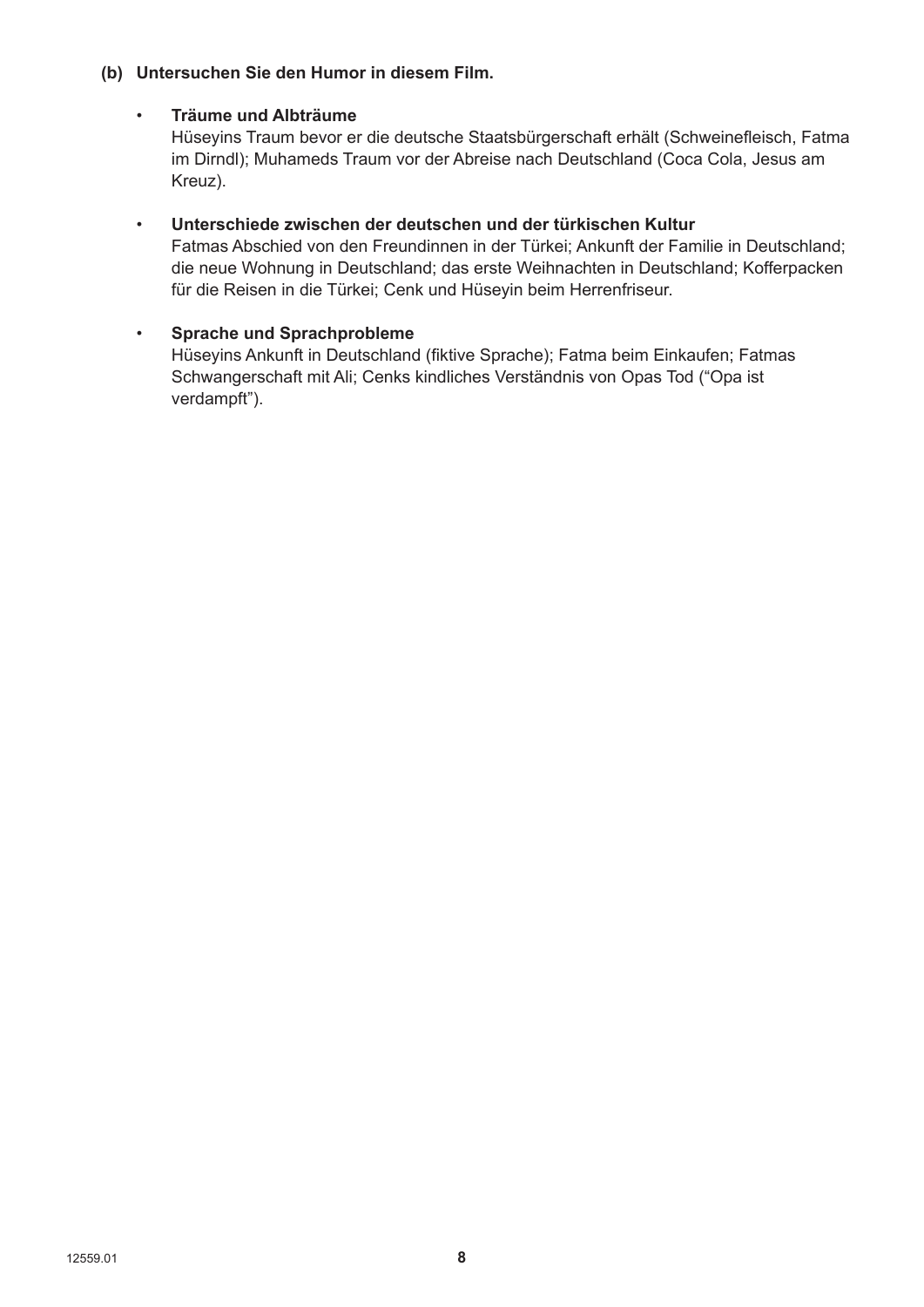**(b) Untersuchen Sie den Humor in diesem Film.**

- **Träume und Albträume**
  Hüseyins Traum bevor er die deutsche Staatsbürgerschaft erhält (Schweinefleisch, Fatma im Dirndl); Muhameds Traum vor der Abreise nach Deutschland (Coca Cola, Jesus am Kreuz).

- **Unterschiede zwischen der deutschen und der türkischen Kultur**
  Fatmas Abschied von den Freundinnen in der Türkei; Ankunft der Familie in Deutschland; die neue Wohnung in Deutschland; das erste Weihnachten in Deutschland; Kofferpacken für die Reisen in die Türkei; Cenk und Hüseyin beim Herrenfriseur.

- **Sprache und Sprachprobleme**
  Hüseyins Ankunft in Deutschland (fiktive Sprache); Fatma beim Einkaufen; Fatmas Schwangerschaft mit Ali; Cenks kindliches Verständnis von Opas Tod ("Opa ist verdampft").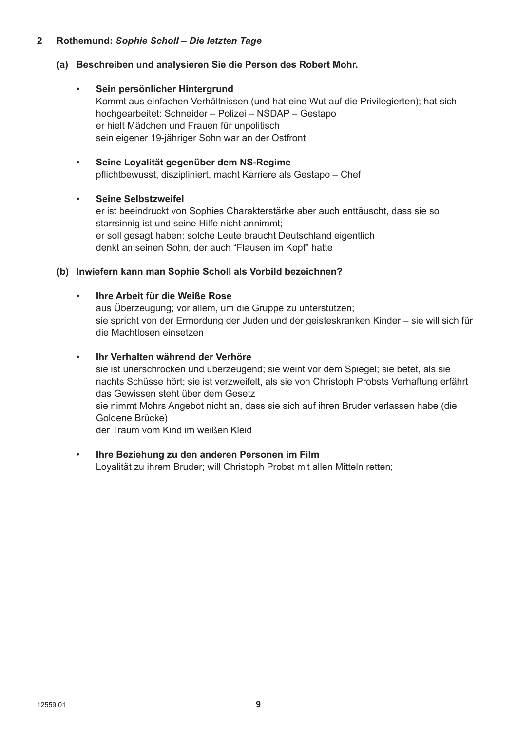**2 Rothemund: *Sophie Scholl – Die letzten Tage***

**(a) Beschreiben und analysieren Sie die Person des Robert Mohr.**

- **Sein persönlicher Hintergrund**
  Kommt aus einfachen Verhältnissen (und hat eine Wut auf die Privilegierten); hat sich hochgearbeitet: Schneider – Polizei – NSDAP – Gestapo
  er hielt Mädchen und Frauen für unpolitisch
  sein eigener 19-jähriger Sohn war an der Ostfront

- **Seine Loyalität gegenüber dem NS-Regime**
  pflichtbewusst, diszipliniert, macht Karriere als Gestapo – Chef

- **Seine Selbstzweifel**
  er ist beeindruckt von Sophies Charakterstärke aber auch enttäuscht, dass sie so starrsinnig ist und seine Hilfe nicht annimmt;
  er soll gesagt haben: solche Leute braucht Deutschland eigentlich
  denkt an seinen Sohn, der auch "Flausen im Kopf" hatte

**(b) Inwiefern kann man Sophie Scholl als Vorbild bezeichnen?**

- **Ihre Arbeit für die Weiße Rose**
  aus Überzeugung; vor allem, um die Gruppe zu unterstützen;
  sie spricht von der Ermordung der Juden und der geisteskranken Kinder – sie will sich für die Machtlosen einsetzen

- **Ihr Verhalten während der Verhöre**
  sie ist unerschrocken und überzeugend; sie weint vor dem Spiegel; sie betet, als sie nachts Schüsse hört; sie ist verzweifelt, als sie von Christoph Probsts Verhaftung erfährt
  das Gewissen steht über dem Gesetz
  sie nimmt Mohrs Angebot nicht an, dass sie sich auf ihren Bruder verlassen habe (die Goldene Brücke)
  der Traum vom Kind im weißen Kleid

- **Ihre Beziehung zu den anderen Personen im Film**
  Loyalität zu ihrem Bruder; will Christoph Probst mit allen Mitteln retten;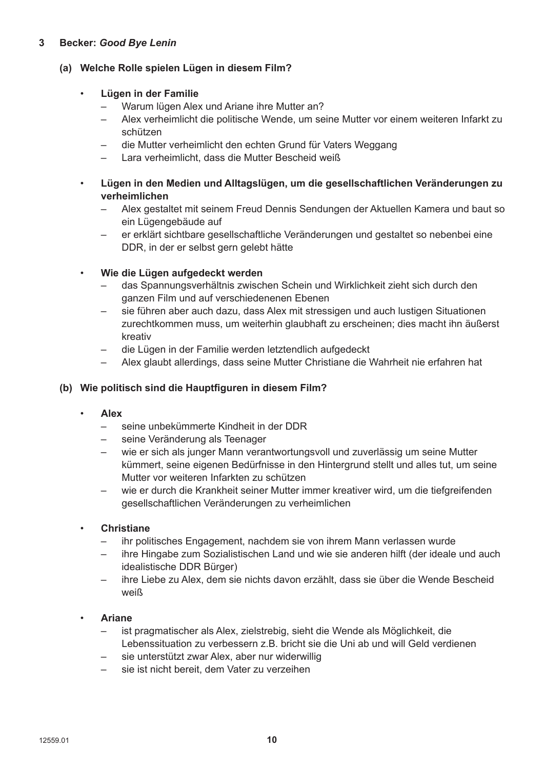## 3 Becker: *Good Bye Lenin*

### (a) Welche Rolle spielen Lügen in diesem Film?

- **Lügen in der Familie**
  - Warum lügen Alex und Ariane ihre Mutter an?
  - Alex verheimlicht die politische Wende, um seine Mutter vor einem weiteren Infarkt zu schützen
  - die Mutter verheimlicht den echten Grund für Vaters Weggang
  - Lara verheimlicht, dass die Mutter Bescheid weiß

- **Lügen in den Medien und Alltagslügen, um die gesellschaftlichen Veränderungen zu verheimlichen**
  - Alex gestaltet mit seinem Freud Dennis Sendungen der Aktuellen Kamera und baut so ein Lügengebäude auf
  - er erklärt sichtbare gesellschaftliche Veränderungen und gestaltet so nebenbei eine DDR, in der er selbst gern gelebt hätte

- **Wie die Lügen aufgedeckt werden**
  - das Spannungsverhältnis zwischen Schein und Wirklichkeit zieht sich durch den ganzen Film und auf verschiedenenen Ebenen
  - sie führen aber auch dazu, dass Alex mit stressigen und auch lustigen Situationen zurechtkommen muss, um weiterhin glaubhaft zu erscheinen; dies macht ihn äußerst kreativ
  - die Lügen in der Familie werden letztendlich aufgedeckt
  - Alex glaubt allerdings, dass seine Mutter Christiane die Wahrheit nie erfahren hat

### (b) Wie politisch sind die Hauptfiguren in diesem Film?

- **Alex**
  - seine unbekümmerte Kindheit in der DDR
  - seine Veränderung als Teenager
  - wie er sich als junger Mann verantwortungsvoll und zuverlässig um seine Mutter kümmert, seine eigenen Bedürfnisse in den Hintergrund stellt und alles tut, um seine Mutter vor weiteren Infarkten zu schützen
  - wie er durch die Krankheit seiner Mutter immer kreativer wird, um die tiefgreifenden gesellschaftlichen Veränderungen zu verheimlichen

- **Christiane**
  - ihr politisches Engagement, nachdem sie von ihrem Mann verlassen wurde
  - ihre Hingabe zum Sozialistischen Land und wie sie anderen hilft (der ideale und auch idealistische DDR Bürger)
  - ihre Liebe zu Alex, dem sie nichts davon erzählt, dass sie über die Wende Bescheid weiß

- **Ariane**
  - ist pragmatischer als Alex, zielstrebig, sieht die Wende als Möglichkeit, die Lebenssituation zu verbessern z.B. bricht sie die Uni ab und will Geld verdienen
  - sie unterstützt zwar Alex, aber nur widerwillig
  - sie ist nicht bereit, dem Vater zu verzeihen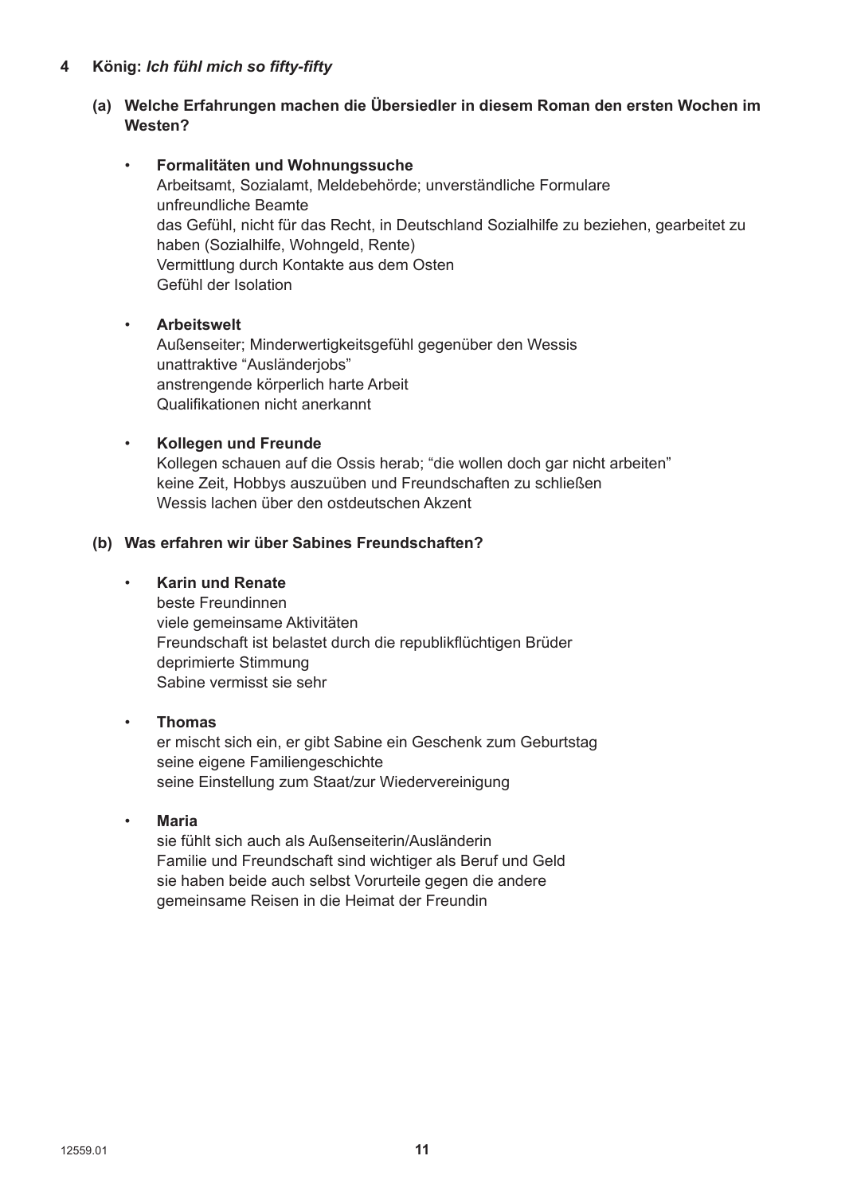**4 König:** ***Ich fühl mich so fifty-fifty***

**(a) Welche Erfahrungen machen die Übersiedler in diesem Roman den ersten Wochen im Westen?**

- **Formalitäten und Wohnungssuche**
  Arbeitsamt, Sozialamt, Meldebehörde; unverständliche Formulare
  unfreundliche Beamte
  das Gefühl, nicht für das Recht, in Deutschland Sozialhilfe zu beziehen, gearbeitet zu haben (Sozialhilfe, Wohngeld, Rente)
  Vermittlung durch Kontakte aus dem Osten
  Gefühl der Isolation

- **Arbeitswelt**
  Außenseiter; Minderwertigkeitsgefühl gegenüber den Wessis
  unattraktive "Ausländerjobs"
  anstrengende körperlich harte Arbeit
  Qualifikationen nicht anerkannt

- **Kollegen und Freunde**
  Kollegen schauen auf die Ossis herab; "die wollen doch gar nicht arbeiten"
  keine Zeit, Hobbys auszuüben und Freundschaften zu schließen
  Wessis lachen über den ostdeutschen Akzent

**(b) Was erfahren wir über Sabines Freundschaften?**

- **Karin und Renate**
  beste Freundinnen
  viele gemeinsame Aktivitäten
  Freundschaft ist belastet durch die republikflüchtigen Brüder
  deprimierte Stimmung
  Sabine vermisst sie sehr

- **Thomas**
  er mischt sich ein, er gibt Sabine ein Geschenk zum Geburtstag
  seine eigene Familiengeschichte
  seine Einstellung zum Staat/zur Wiedervereinigung

- **Maria**
  sie fühlt sich auch als Außenseiterin/Ausländerin
  Familie und Freundschaft sind wichtiger als Beruf und Geld
  sie haben beide auch selbst Vorurteile gegen die andere
  gemeinsame Reisen in die Heimat der Freundin